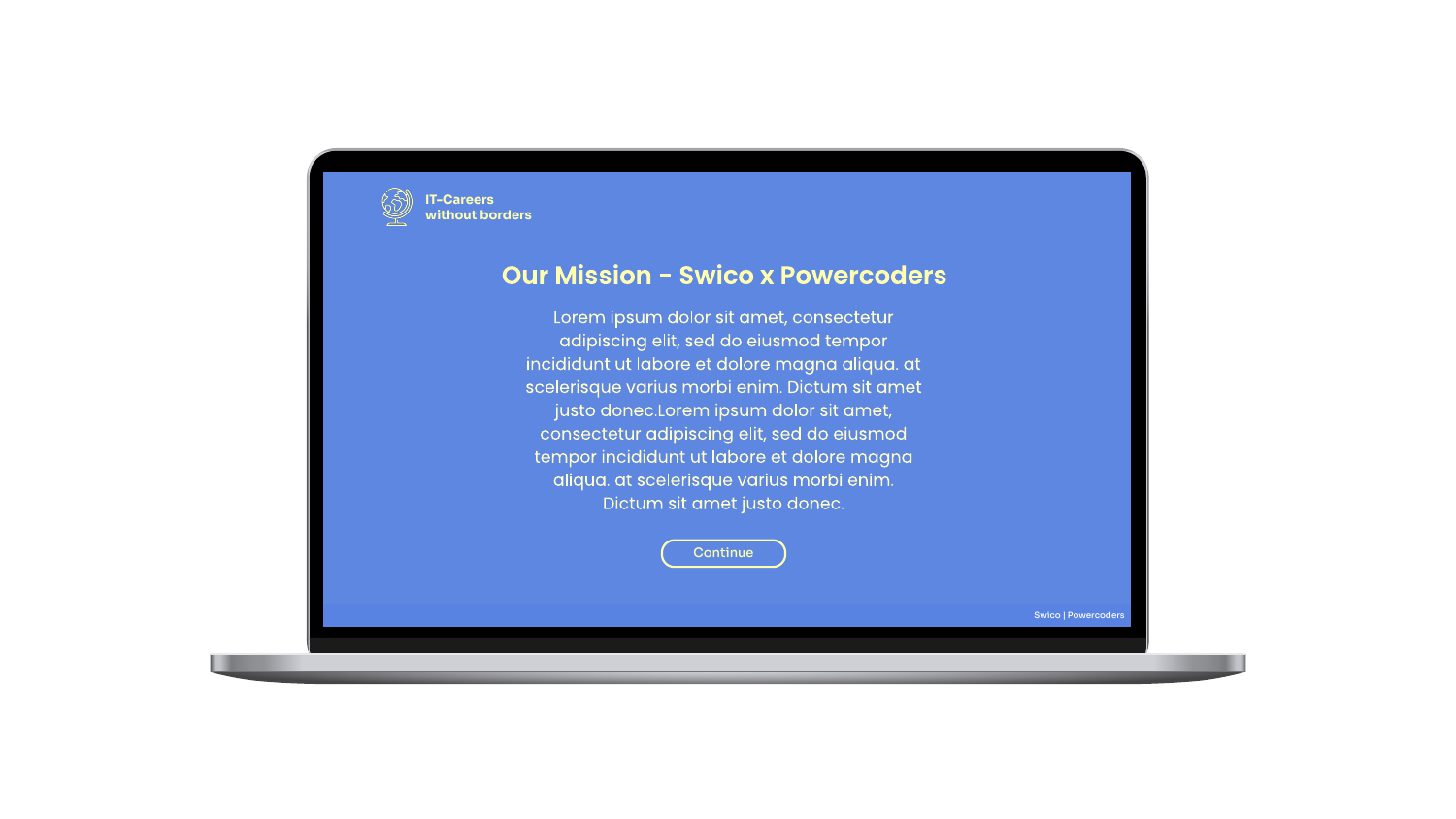IT-Careers
without borders

# Our Mission - Swico x Powercoders

Lorem ipsum dolor sit amet, consectetur adipiscing elit, sed do eiusmod tempor incididunt ut labore et dolore magna aliqua. at scelerisque varius morbi enim. Dictum sit amet justo donec.Lorem ipsum dolor sit amet, consectetur adipiscing elit, sed do eiusmod tempor incididunt ut labore et dolore magna aliqua. at scelerisque varius morbi enim. Dictum sit amet justo donec.

Continue

Swico | Powercoders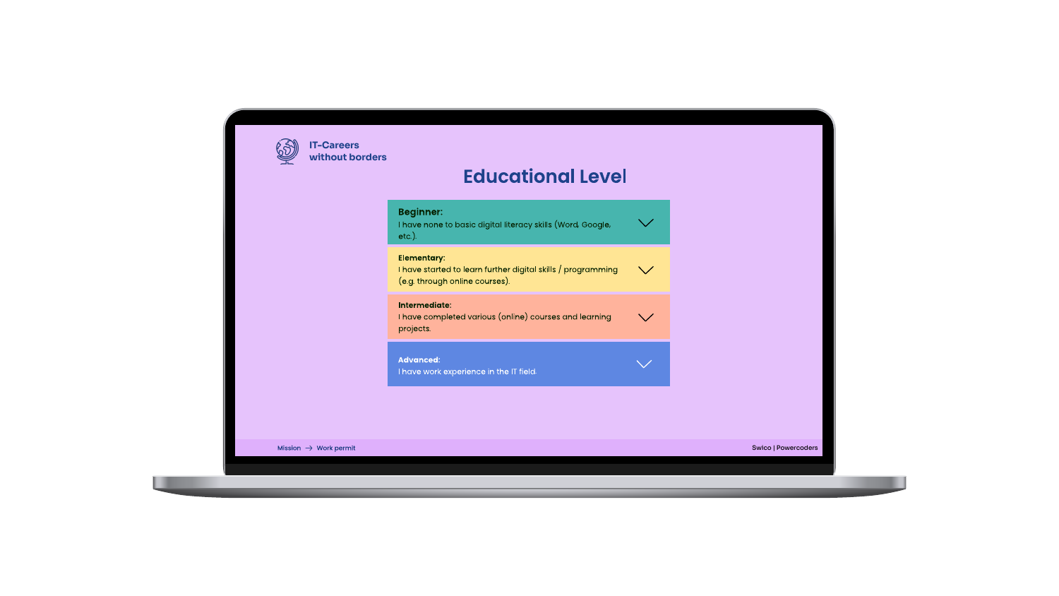IT-Careers without borders

# Educational Level

**Beginner:**
I have none to basic digital literacy skills (Word, Google, etc.).

**Elementary:**
I have started to learn further digital skills / programming (e.g. through online courses).

**Intermediate:**
I have completed various (online) courses and learning projects.

**Advanced:**
I have work experience in the IT field.

Mission → Work permit

Swico | Powercoders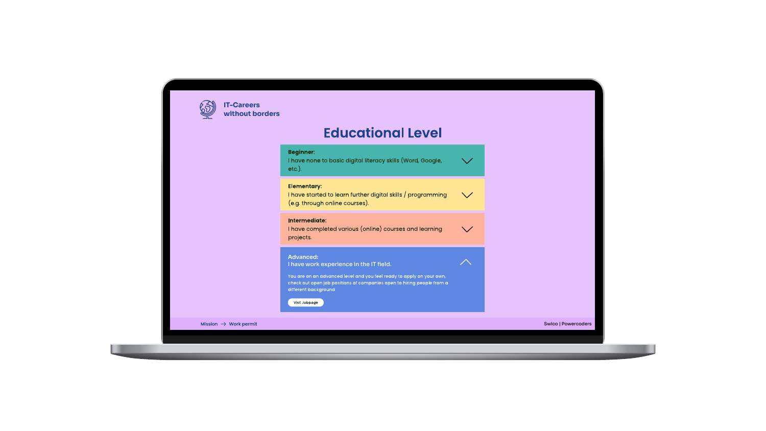IT-Careers
without borders

# Educational Level

**Beginner:**
I have none to basic digital literacy skills (Word, Google, etc.).

**Elementary:**
I have started to learn further digital skills / programming (e.g. through online courses).

**Intermediate:**
I have completed various (online) courses and learning projects.

**Advanced:**
I have work experience in the IT field.

You are on an advanced level and you feel ready to apply on your own, check out open job positions of companies open to hiring people from a different background

Visit Jobpage

Mission → Work permit

Swico | Powercoders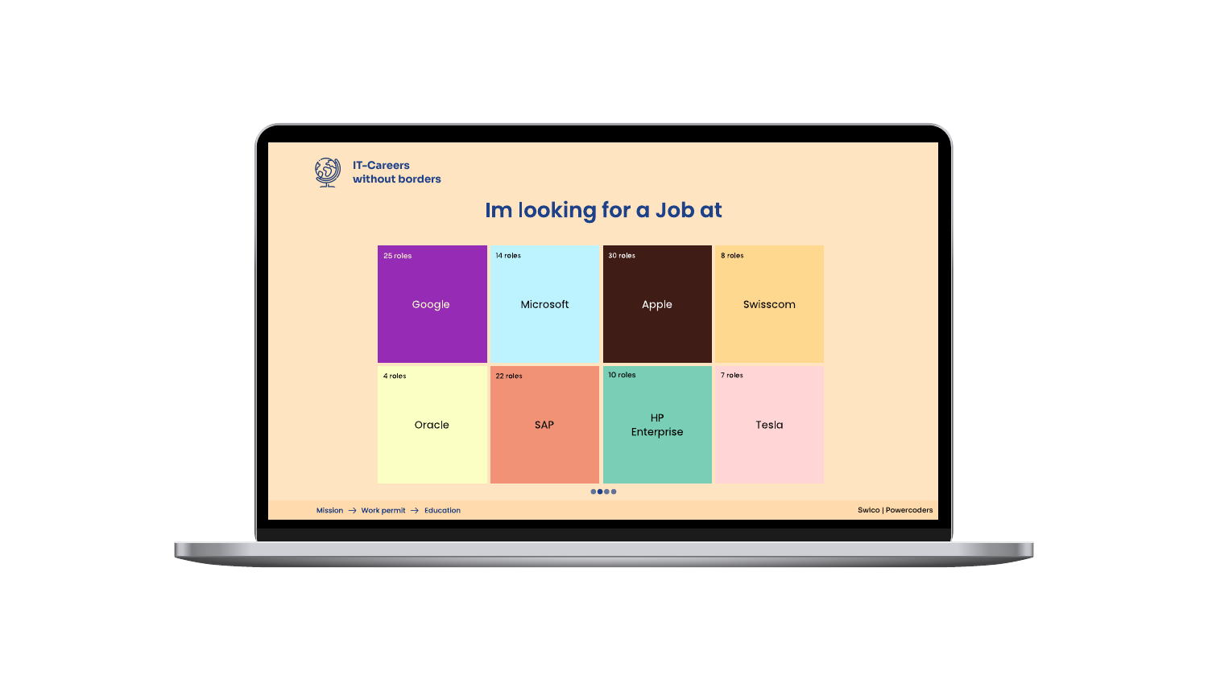IT-Careers
without borders

# Im looking for a Job at

25 roles
Google

14 roles
Microsoft

30 roles
Apple

8 roles
Swisscom

4 roles
Oracle

22 roles
SAP

10 roles
HP
Enterprise

7 roles
Tesla

Mission → Work permit → Education

Swico | Powercoders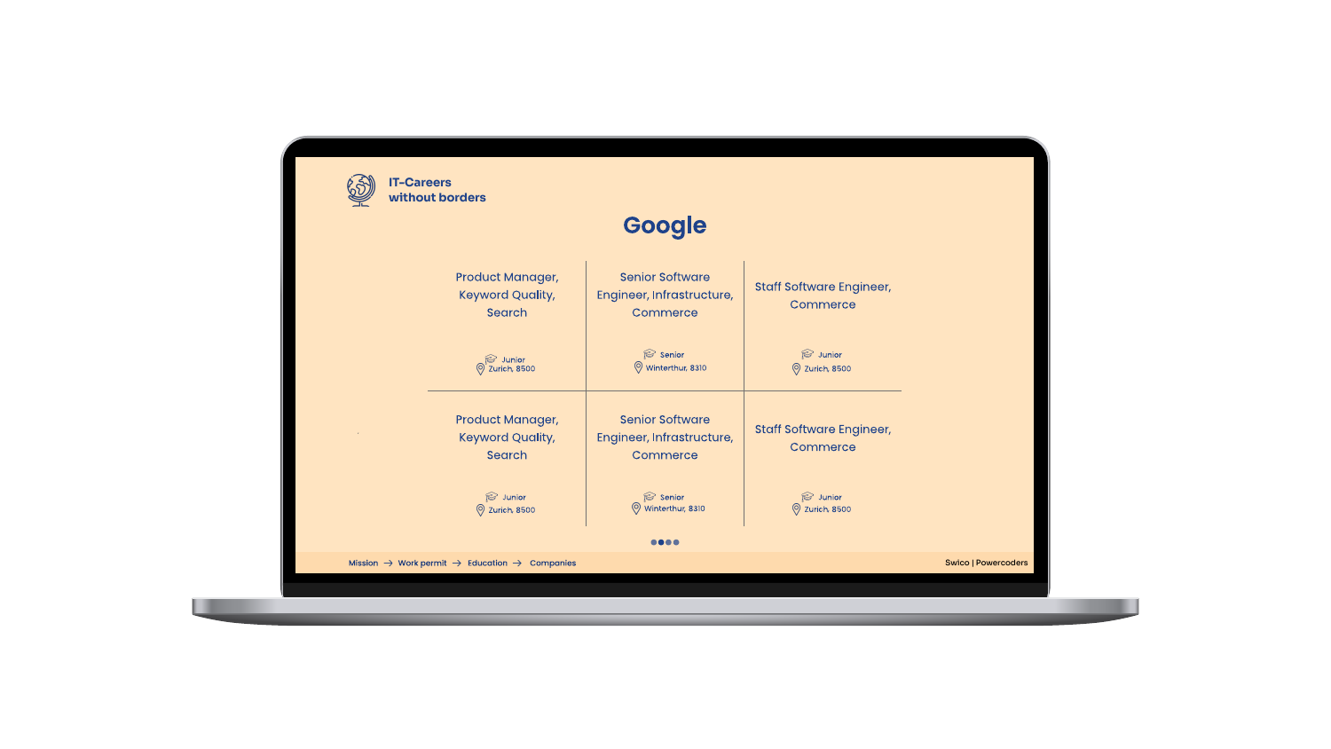IT-Careers
without borders

# Google

| | | |
|---|---|---|
| Product Manager, Keyword Quality, Search<br>Junior<br>Zurich, 8500 | Senior Software Engineer, Infrastructure, Commerce<br>Senior<br>Winterthur, 8310 | Staff Software Engineer, Commerce<br>Junior<br>Zurich, 8500 |
| Product Manager, Keyword Quality, Search<br>Junior<br>Zurich, 8500 | Senior Software Engineer, Infrastructure, Commerce<br>Senior<br>Winterthur, 8310 | Staff Software Engineer, Commerce<br>Junior<br>Zurich, 8500 |

Mission → Work permit → Education → Companies

Swico | Powercoders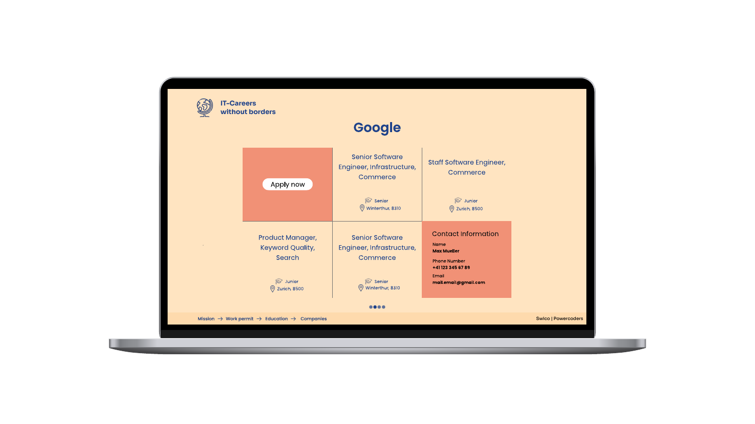IT-Careers
without borders

# Google

| | | |
|---|---|---|
| Apply now | Senior Software Engineer, Infrastructure, Commerce<br>Senior<br>Winterthur, 8310 | Staff Software Engineer, Commerce<br>Junior<br>Zurich, 8500 |
| Product Manager, Keyword Quality, Search<br>Junior<br>Zurich, 8500 | Senior Software Engineer, Infrastructure, Commerce<br>Senior<br>Winterthur, 8310 | Contact Information<br>Name<br>**Max Mueller**<br>Phone Number<br>**+41 123 345 67 89**<br>Email<br>**mail.email@gmail.com** |

Mission → Work permit → Education → Companies

Swico | Powercoders